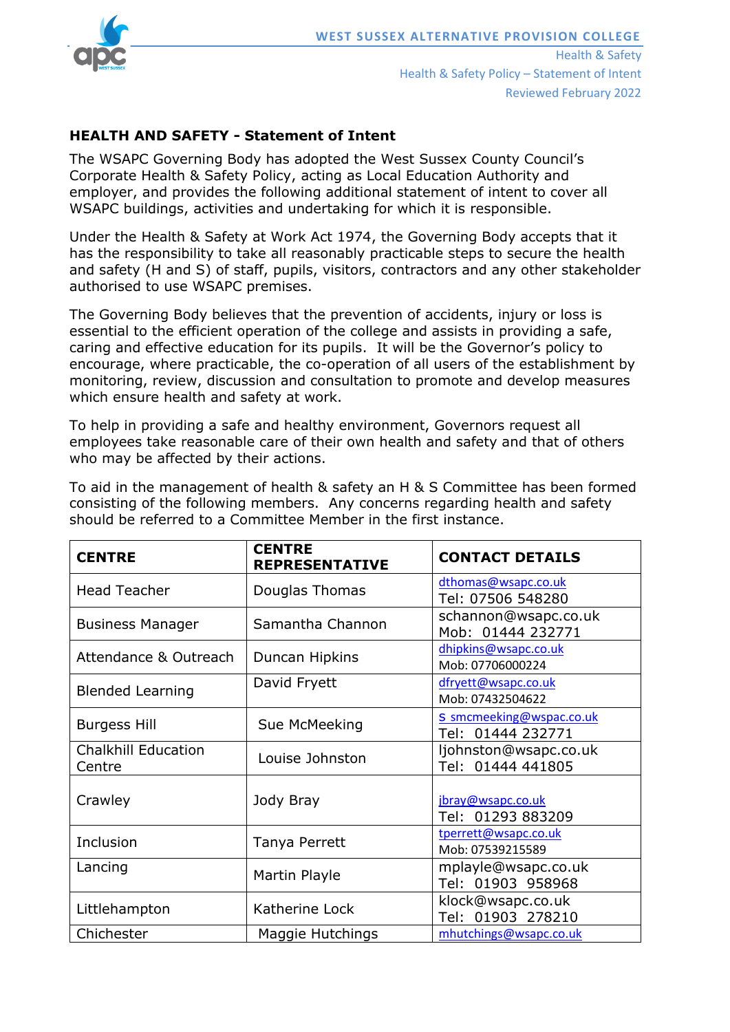# HEALTH AND SAFETY - Statement of Intent

The WSAPC Governing Body has adopted the West Sussex County Council's Corporate Health & Safety Policy, acting as Local Education Authority and employer, and provides the following additional statement of intent to cover all WSAPC buildings, activities and undertaking for which it is responsible.

Under the Health & Safety at Work Act 1974, the Governing Body accepts that it has the responsibility to take all reasonably practicable steps to secure the health and safety (H and S) of staff, pupils, visitors, contractors and any other stakeholder authorised to use WSAPC premises.

The Governing Body believes that the prevention of accidents, injury or loss is essential to the efficient operation of the college and assists in providing a safe, caring and effective education for its pupils. It will be the Governor's policy to encourage, where practicable, the co-operation of all users of the establishment by monitoring, review, discussion and consultation to promote and develop measures which ensure health and safety at work.

To help in providing a safe and healthy environment, Governors request all employees take reasonable care of their own health and safety and that of others who may be affected by their actions.

To aid in the management of health & safety an H & S Committee has been formed consisting of the following members. Any concerns regarding health and safety should be referred to a Committee Member in the first instance.

| CENTRE | CENTRE REPRESENTATIVE | CONTACT DETAILS |
|---|---|---|
| Head Teacher | Douglas Thomas | dthomas@wsapc.co.uk<br>Tel: 07506 548280 |
| Business Manager | Samantha Channon | schannon@wsapc.co.uk<br>Mob: 01444 232771 |
| Attendance & Outreach | Duncan Hipkins | dhipkins@wsapc.co.uk<br>Mob: 07706000224 |
| Blended Learning | David Fryett | dfryett@wsapc.co.uk<br>Mob: 07432504622 |
| Burgess Hill | Sue McMeeking | s smcmeeking@wspac.co.uk<br>Tel: 01444 232771 |
| Chalkhill Education Centre | Louise Johnston | ljohnston@wsapc.co.uk<br>Tel: 01444 441805 |
| Crawley | Jody Bray | jbray@wsapc.co.uk<br>Tel: 01293 883209 |
| Inclusion | Tanya Perrett | tperrett@wsapc.co.uk<br>Mob: 07539215589 |
| Lancing | Martin Playle | mplayle@wsapc.co.uk<br>Tel: 01903 958968 |
| Littlehampton | Katherine Lock | klock@wsapc.co.uk<br>Tel: 01903 278210 |
| Chichester | Maggie Hutchings | mhutchings@wsapc.co.uk |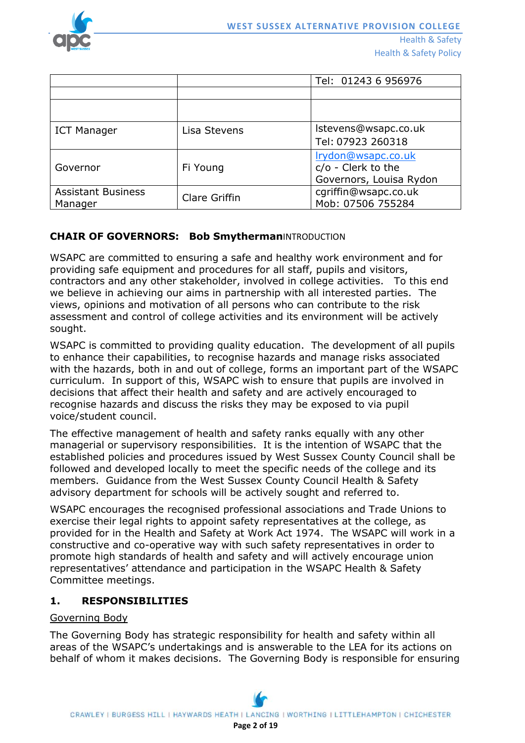| | | Tel: 01243 6 956976 |
|---|---|---|
| | | |
| | | |
| ICT Manager | Lisa Stevens | lstevens@wsapc.co.uk Tel: 07923 260318 |
| Governor | Fi Young | lrydon@wsapc.co.uk c/o - Clerk to the Governors, Louisa Rydon |
| Assistant Business Manager | Clare Griffin | cgriffin@wsapc.co.uk Mob: 07506 755284 |

**CHAIR OF GOVERNORS: Bob Smytherman**

INTRODUCTION

WSAPC are committed to ensuring a safe and healthy work environment and for providing safe equipment and procedures for all staff, pupils and visitors, contractors and any other stakeholder, involved in college activities. To this end we believe in achieving our aims in partnership with all interested parties. The views, opinions and motivation of all persons who can contribute to the risk assessment and control of college activities and its environment will be actively sought.

WSAPC is committed to providing quality education. The development of all pupils to enhance their capabilities, to recognise hazards and manage risks associated with the hazards, both in and out of college, forms an important part of the WSAPC curriculum. In support of this, WSAPC wish to ensure that pupils are involved in decisions that affect their health and safety and are actively encouraged to recognise hazards and discuss the risks they may be exposed to via pupil voice/student council.

The effective management of health and safety ranks equally with any other managerial or supervisory responsibilities. It is the intention of WSAPC that the established policies and procedures issued by West Sussex County Council shall be followed and developed locally to meet the specific needs of the college and its members. Guidance from the West Sussex County Council Health & Safety advisory department for schools will be actively sought and referred to.

WSAPC encourages the recognised professional associations and Trade Unions to exercise their legal rights to appoint safety representatives at the college, as provided for in the Health and Safety at Work Act 1974. The WSAPC will work in a constructive and co-operative way with such safety representatives in order to promote high standards of health and safety and will actively encourage union representatives' attendance and participation in the WSAPC Health & Safety Committee meetings.

## 1. RESPONSIBILITIES

<u>Governing Body</u>

The Governing Body has strategic responsibility for health and safety within all areas of the WSAPC's undertakings and is answerable to the LEA for its actions on behalf of whom it makes decisions. The Governing Body is responsible for ensuring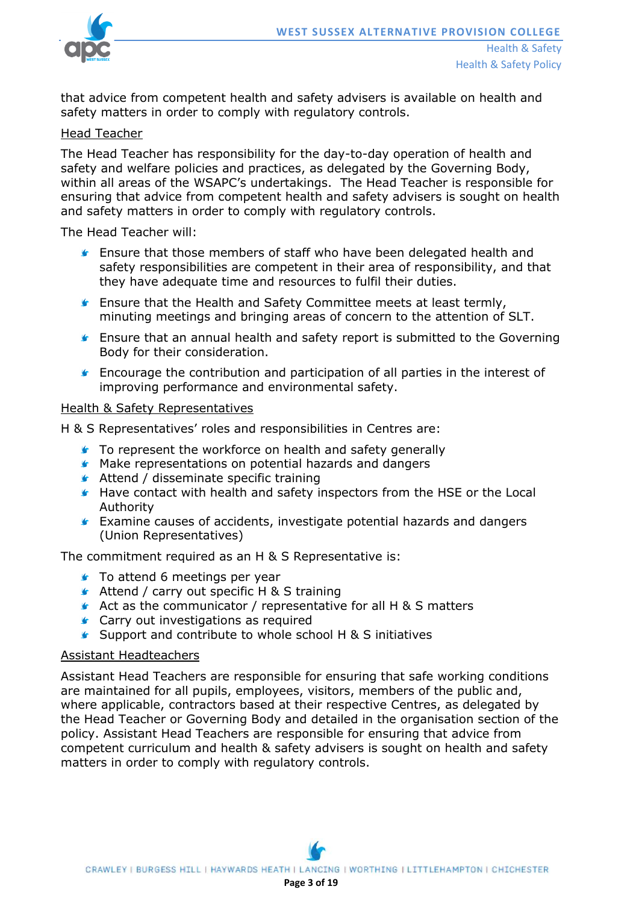that advice from competent health and safety advisers is available on health and safety matters in order to comply with regulatory controls.

Head Teacher

The Head Teacher has responsibility for the day-to-day operation of health and safety and welfare policies and practices, as delegated by the Governing Body, within all areas of the WSAPC's undertakings. The Head Teacher is responsible for ensuring that advice from competent health and safety advisers is sought on health and safety matters in order to comply with regulatory controls.

The Head Teacher will:

- Ensure that those members of staff who have been delegated health and safety responsibilities are competent in their area of responsibility, and that they have adequate time and resources to fulfil their duties.
- Ensure that the Health and Safety Committee meets at least termly, minuting meetings and bringing areas of concern to the attention of SLT.
- Ensure that an annual health and safety report is submitted to the Governing Body for their consideration.
- Encourage the contribution and participation of all parties in the interest of improving performance and environmental safety.

Health & Safety Representatives

H & S Representatives' roles and responsibilities in Centres are:

- To represent the workforce on health and safety generally
- Make representations on potential hazards and dangers
- Attend / disseminate specific training
- Have contact with health and safety inspectors from the HSE or the Local Authority
- Examine causes of accidents, investigate potential hazards and dangers (Union Representatives)

The commitment required as an H & S Representative is:

- To attend 6 meetings per year
- Attend / carry out specific H & S training
- Act as the communicator / representative for all H & S matters
- Carry out investigations as required
- Support and contribute to whole school H & S initiatives

Assistant Headteachers

Assistant Head Teachers are responsible for ensuring that safe working conditions are maintained for all pupils, employees, visitors, members of the public and, where applicable, contractors based at their respective Centres, as delegated by the Head Teacher or Governing Body and detailed in the organisation section of the policy. Assistant Head Teachers are responsible for ensuring that advice from competent curriculum and health & safety advisers is sought on health and safety matters in order to comply with regulatory controls.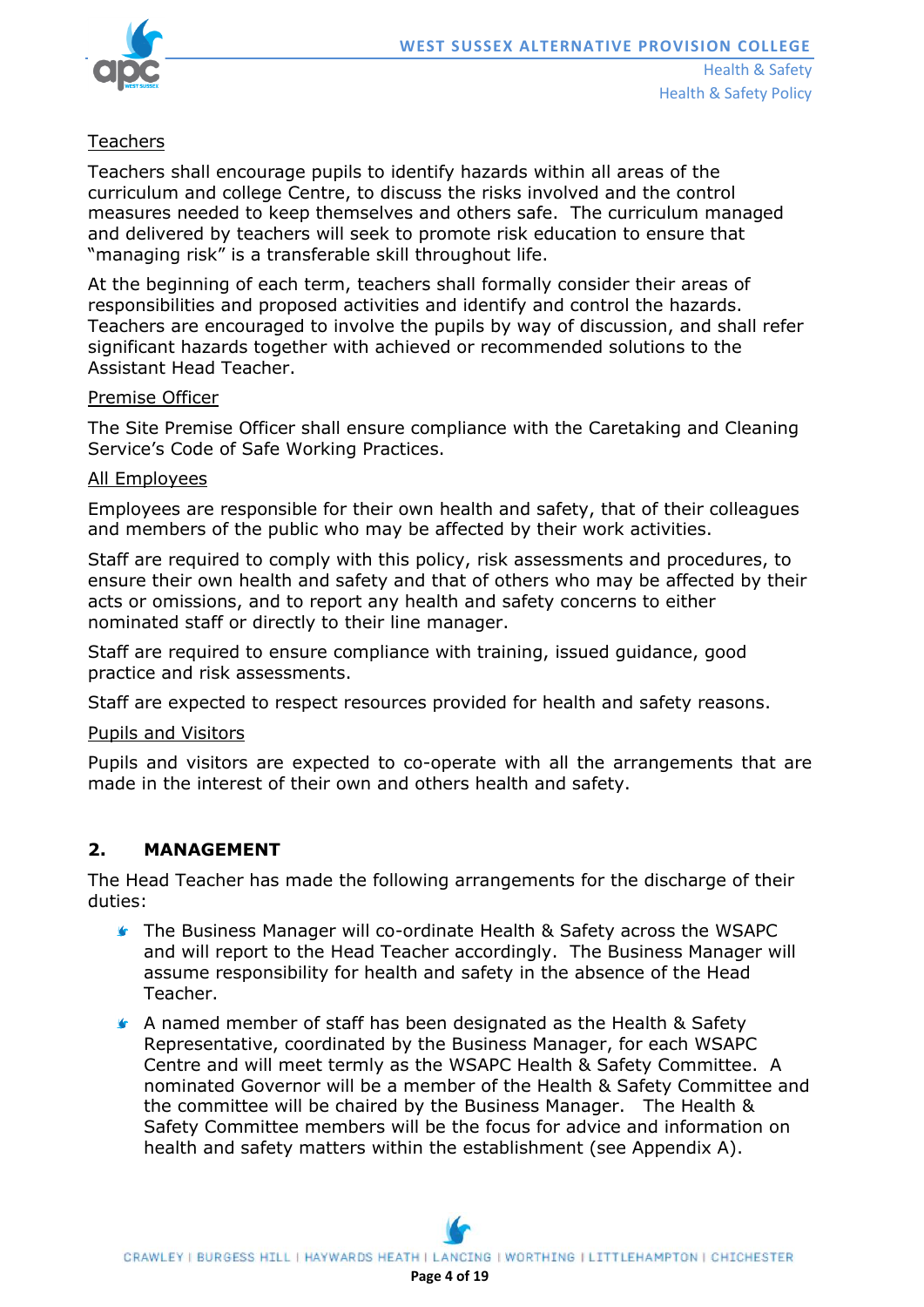Teachers

Teachers shall encourage pupils to identify hazards within all areas of the curriculum and college Centre, to discuss the risks involved and the control measures needed to keep themselves and others safe. The curriculum managed and delivered by teachers will seek to promote risk education to ensure that "managing risk" is a transferable skill throughout life.

At the beginning of each term, teachers shall formally consider their areas of responsibilities and proposed activities and identify and control the hazards. Teachers are encouraged to involve the pupils by way of discussion, and shall refer significant hazards together with achieved or recommended solutions to the Assistant Head Teacher.

Premise Officer

The Site Premise Officer shall ensure compliance with the Caretaking and Cleaning Service's Code of Safe Working Practices.

All Employees

Employees are responsible for their own health and safety, that of their colleagues and members of the public who may be affected by their work activities.

Staff are required to comply with this policy, risk assessments and procedures, to ensure their own health and safety and that of others who may be affected by their acts or omissions, and to report any health and safety concerns to either nominated staff or directly to their line manager.

Staff are required to ensure compliance with training, issued guidance, good practice and risk assessments.

Staff are expected to respect resources provided for health and safety reasons.

Pupils and Visitors

Pupils and visitors are expected to co-operate with all the arrangements that are made in the interest of their own and others health and safety.

## 2. MANAGEMENT

The Head Teacher has made the following arrangements for the discharge of their duties:

- The Business Manager will co-ordinate Health & Safety across the WSAPC and will report to the Head Teacher accordingly. The Business Manager will assume responsibility for health and safety in the absence of the Head Teacher.
- A named member of staff has been designated as the Health & Safety Representative, coordinated by the Business Manager, for each WSAPC Centre and will meet termly as the WSAPC Health & Safety Committee. A nominated Governor will be a member of the Health & Safety Committee and the committee will be chaired by the Business Manager. The Health & Safety Committee members will be the focus for advice and information on health and safety matters within the establishment (see Appendix A).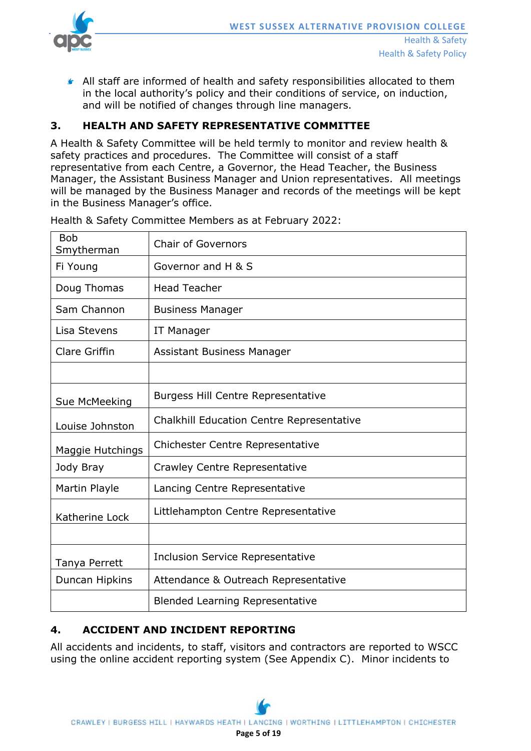- All staff are informed of health and safety responsibilities allocated to them in the local authority's policy and their conditions of service, on induction, and will be notified of changes through line managers.

## 3. HEALTH AND SAFETY REPRESENTATIVE COMMITTEE

A Health & Safety Committee will be held termly to monitor and review health & safety practices and procedures. The Committee will consist of a staff representative from each Centre, a Governor, the Head Teacher, the Business Manager, the Assistant Business Manager and Union representatives. All meetings will be managed by the Business Manager and records of the meetings will be kept in the Business Manager's office.

Health & Safety Committee Members as at February 2022:

| | |
|---|---|
| Bob Smytherman | Chair of Governors |
| Fi Young | Governor and H & S |
| Doug Thomas | Head Teacher |
| Sam Channon | Business Manager |
| Lisa Stevens | IT Manager |
| Clare Griffin | Assistant Business Manager |
| | |
| Sue McMeeking | Burgess Hill Centre Representative |
| Louise Johnston | Chalkhill Education Centre Representative |
| Maggie Hutchings | Chichester Centre Representative |
| Jody Bray | Crawley Centre Representative |
| Martin Playle | Lancing Centre Representative |
| Katherine Lock | Littlehampton Centre Representative |
| | |
| Tanya Perrett | Inclusion Service Representative |
| Duncan Hipkins | Attendance & Outreach Representative |
| | Blended Learning Representative |

## 4. ACCIDENT AND INCIDENT REPORTING

All accidents and incidents, to staff, visitors and contractors are reported to WSCC using the online accident reporting system (See Appendix C). Minor incidents to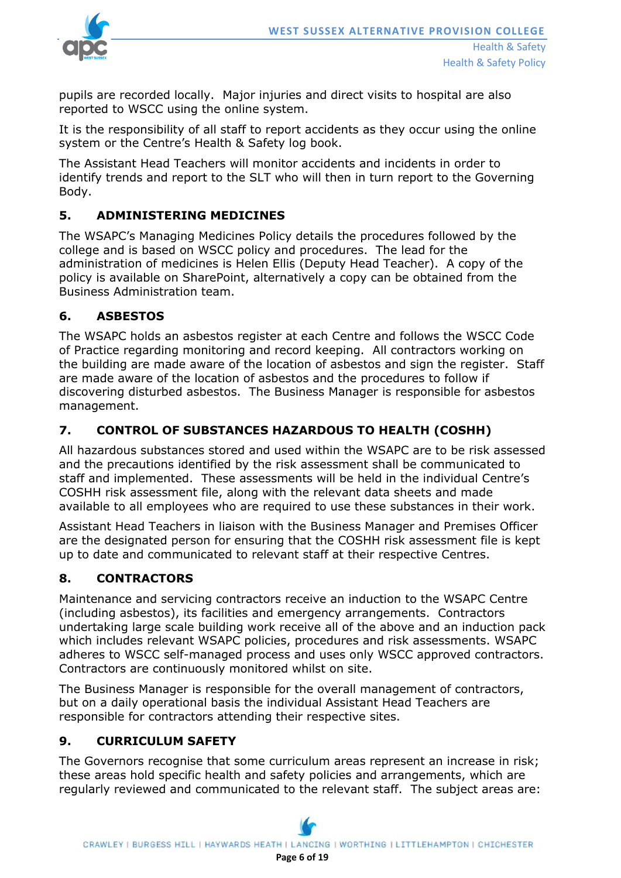pupils are recorded locally. Major injuries and direct visits to hospital are also reported to WSCC using the online system.

It is the responsibility of all staff to report accidents as they occur using the online system or the Centre's Health & Safety log book.

The Assistant Head Teachers will monitor accidents and incidents in order to identify trends and report to the SLT who will then in turn report to the Governing Body.

## 5. ADMINISTERING MEDICINES

The WSAPC's Managing Medicines Policy details the procedures followed by the college and is based on WSCC policy and procedures. The lead for the administration of medicines is Helen Ellis (Deputy Head Teacher). A copy of the policy is available on SharePoint, alternatively a copy can be obtained from the Business Administration team.

## 6. ASBESTOS

The WSAPC holds an asbestos register at each Centre and follows the WSCC Code of Practice regarding monitoring and record keeping. All contractors working on the building are made aware of the location of asbestos and sign the register. Staff are made aware of the location of asbestos and the procedures to follow if discovering disturbed asbestos. The Business Manager is responsible for asbestos management.

## 7. CONTROL OF SUBSTANCES HAZARDOUS TO HEALTH (COSHH)

All hazardous substances stored and used within the WSAPC are to be risk assessed and the precautions identified by the risk assessment shall be communicated to staff and implemented. These assessments will be held in the individual Centre's COSHH risk assessment file, along with the relevant data sheets and made available to all employees who are required to use these substances in their work.

Assistant Head Teachers in liaison with the Business Manager and Premises Officer are the designated person for ensuring that the COSHH risk assessment file is kept up to date and communicated to relevant staff at their respective Centres.

## 8. CONTRACTORS

Maintenance and servicing contractors receive an induction to the WSAPC Centre (including asbestos), its facilities and emergency arrangements. Contractors undertaking large scale building work receive all of the above and an induction pack which includes relevant WSAPC policies, procedures and risk assessments. WSAPC adheres to WSCC self-managed process and uses only WSCC approved contractors. Contractors are continuously monitored whilst on site.

The Business Manager is responsible for the overall management of contractors, but on a daily operational basis the individual Assistant Head Teachers are responsible for contractors attending their respective sites.

## 9. CURRICULUM SAFETY

The Governors recognise that some curriculum areas represent an increase in risk; these areas hold specific health and safety policies and arrangements, which are regularly reviewed and communicated to the relevant staff. The subject areas are: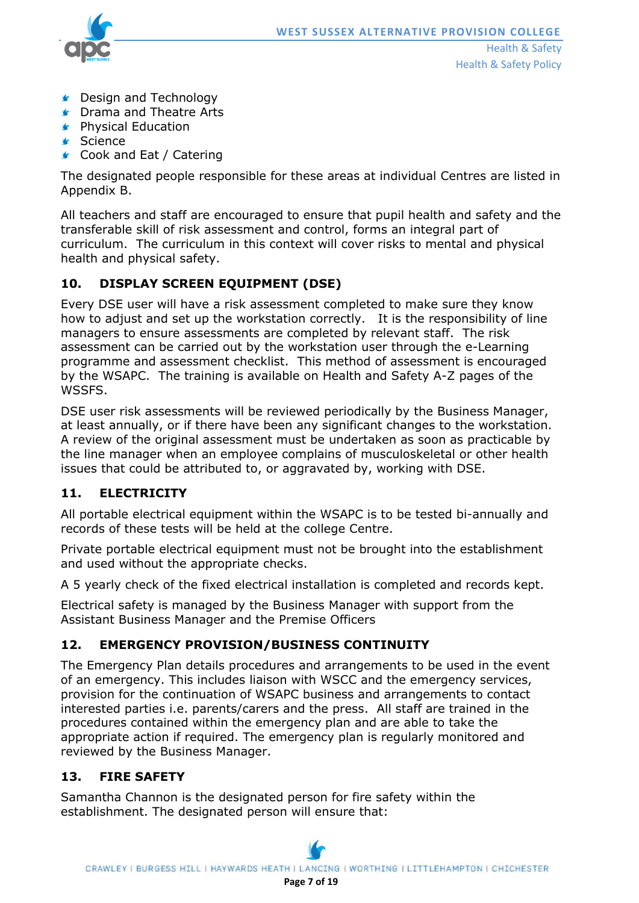- Design and Technology
- Drama and Theatre Arts
- Physical Education
- Science
- Cook and Eat / Catering

The designated people responsible for these areas at individual Centres are listed in Appendix B.

All teachers and staff are encouraged to ensure that pupil health and safety and the transferable skill of risk assessment and control, forms an integral part of curriculum. The curriculum in this context will cover risks to mental and physical health and physical safety.

## 10. DISPLAY SCREEN EQUIPMENT (DSE)

Every DSE user will have a risk assessment completed to make sure they know how to adjust and set up the workstation correctly. It is the responsibility of line managers to ensure assessments are completed by relevant staff. The risk assessment can be carried out by the workstation user through the e-Learning programme and assessment checklist. This method of assessment is encouraged by the WSAPC. The training is available on Health and Safety A-Z pages of the WSSFS.

DSE user risk assessments will be reviewed periodically by the Business Manager, at least annually, or if there have been any significant changes to the workstation. A review of the original assessment must be undertaken as soon as practicable by the line manager when an employee complains of musculoskeletal or other health issues that could be attributed to, or aggravated by, working with DSE.

## 11. ELECTRICITY

All portable electrical equipment within the WSAPC is to be tested bi-annually and records of these tests will be held at the college Centre.

Private portable electrical equipment must not be brought into the establishment and used without the appropriate checks.

A 5 yearly check of the fixed electrical installation is completed and records kept.

Electrical safety is managed by the Business Manager with support from the Assistant Business Manager and the Premise Officers

## 12. EMERGENCY PROVISION/BUSINESS CONTINUITY

The Emergency Plan details procedures and arrangements to be used in the event of an emergency. This includes liaison with WSCC and the emergency services, provision for the continuation of WSAPC business and arrangements to contact interested parties i.e. parents/carers and the press. All staff are trained in the procedures contained within the emergency plan and are able to take the appropriate action if required. The emergency plan is regularly monitored and reviewed by the Business Manager.

## 13. FIRE SAFETY

Samantha Channon is the designated person for fire safety within the establishment. The designated person will ensure that: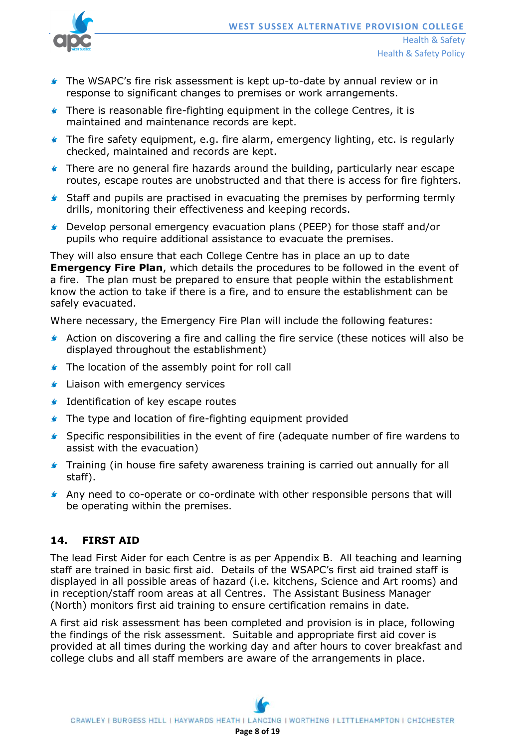- The WSAPC's fire risk assessment is kept up-to-date by annual review or in response to significant changes to premises or work arrangements.
- There is reasonable fire-fighting equipment in the college Centres, it is maintained and maintenance records are kept.
- The fire safety equipment, e.g. fire alarm, emergency lighting, etc. is regularly checked, maintained and records are kept.
- There are no general fire hazards around the building, particularly near escape routes, escape routes are unobstructed and that there is access for fire fighters.
- Staff and pupils are practised in evacuating the premises by performing termly drills, monitoring their effectiveness and keeping records.
- Develop personal emergency evacuation plans (PEEP) for those staff and/or pupils who require additional assistance to evacuate the premises.

They will also ensure that each College Centre has in place an up to date **Emergency Fire Plan**, which details the procedures to be followed in the event of a fire. The plan must be prepared to ensure that people within the establishment know the action to take if there is a fire, and to ensure the establishment can be safely evacuated.

Where necessary, the Emergency Fire Plan will include the following features:

- Action on discovering a fire and calling the fire service (these notices will also be displayed throughout the establishment)
- The location of the assembly point for roll call
- Liaison with emergency services
- Identification of key escape routes
- The type and location of fire-fighting equipment provided
- Specific responsibilities in the event of fire (adequate number of fire wardens to assist with the evacuation)
- Training (in house fire safety awareness training is carried out annually for all staff).
- Any need to co-operate or co-ordinate with other responsible persons that will be operating within the premises.

## 14. FIRST AID

The lead First Aider for each Centre is as per Appendix B. All teaching and learning staff are trained in basic first aid. Details of the WSAPC's first aid trained staff is displayed in all possible areas of hazard (i.e. kitchens, Science and Art rooms) and in reception/staff room areas at all Centres. The Assistant Business Manager (North) monitors first aid training to ensure certification remains in date.

A first aid risk assessment has been completed and provision is in place, following the findings of the risk assessment. Suitable and appropriate first aid cover is provided at all times during the working day and after hours to cover breakfast and college clubs and all staff members are aware of the arrangements in place.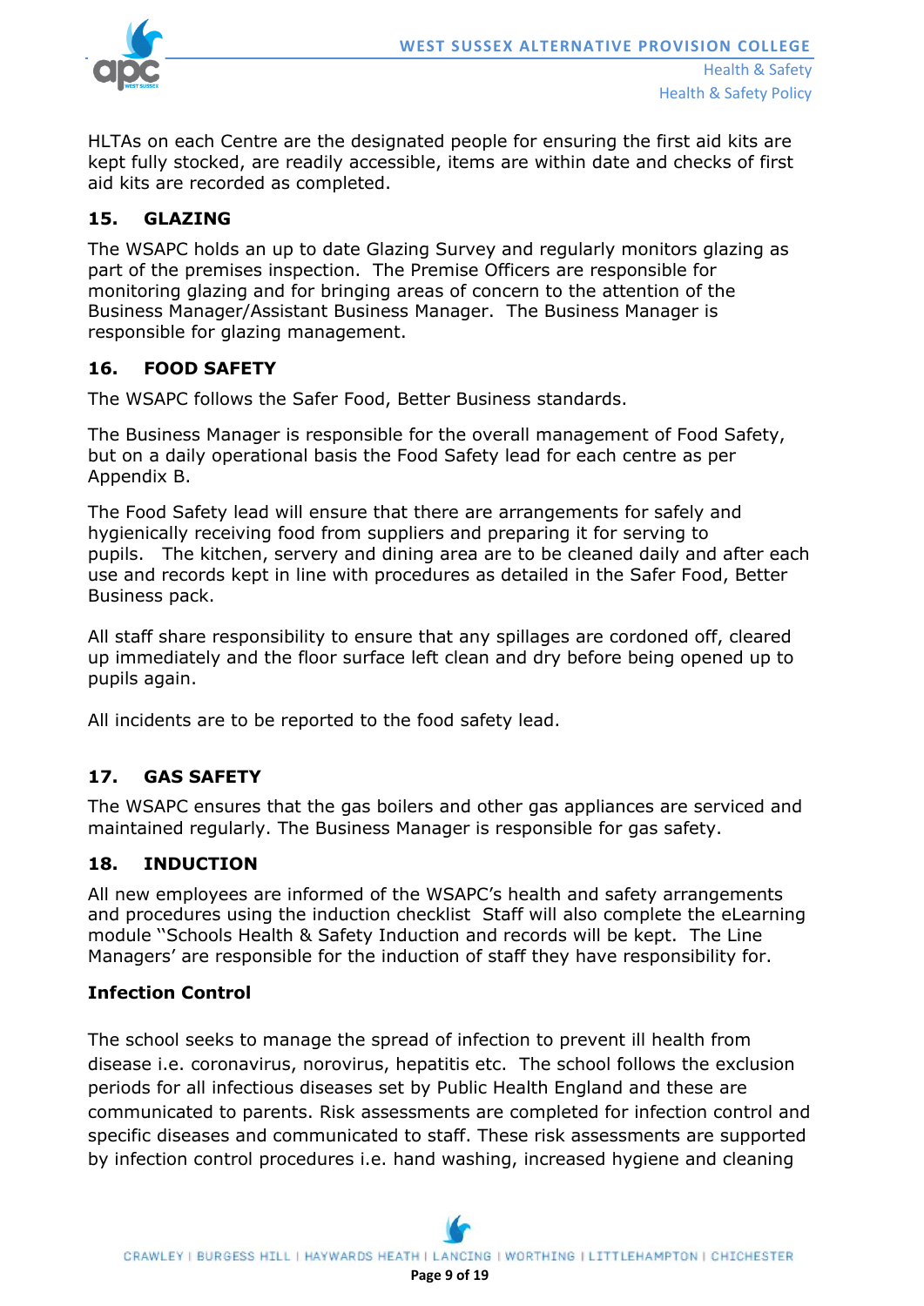HLTAs on each Centre are the designated people for ensuring the first aid kits are kept fully stocked, are readily accessible, items are within date and checks of first aid kits are recorded as completed.

## 15. GLAZING

The WSAPC holds an up to date Glazing Survey and regularly monitors glazing as part of the premises inspection. The Premise Officers are responsible for monitoring glazing and for bringing areas of concern to the attention of the Business Manager/Assistant Business Manager. The Business Manager is responsible for glazing management.

## 16. FOOD SAFETY

The WSAPC follows the Safer Food, Better Business standards.

The Business Manager is responsible for the overall management of Food Safety, but on a daily operational basis the Food Safety lead for each centre as per Appendix B.

The Food Safety lead will ensure that there are arrangements for safely and hygienically receiving food from suppliers and preparing it for serving to pupils. The kitchen, servery and dining area are to be cleaned daily and after each use and records kept in line with procedures as detailed in the Safer Food, Better Business pack.

All staff share responsibility to ensure that any spillages are cordoned off, cleared up immediately and the floor surface left clean and dry before being opened up to pupils again.

All incidents are to be reported to the food safety lead.

## 17. GAS SAFETY

The WSAPC ensures that the gas boilers and other gas appliances are serviced and maintained regularly. The Business Manager is responsible for gas safety.

## 18. INDUCTION

All new employees are informed of the WSAPC's health and safety arrangements and procedures using the induction checklist Staff will also complete the eLearning module "Schools Health & Safety Induction and records will be kept. The Line Managers' are responsible for the induction of staff they have responsibility for.

### Infection Control

The school seeks to manage the spread of infection to prevent ill health from disease i.e. coronavirus, norovirus, hepatitis etc. The school follows the exclusion periods for all infectious diseases set by Public Health England and these are communicated to parents. Risk assessments are completed for infection control and specific diseases and communicated to staff. These risk assessments are supported by infection control procedures i.e. hand washing, increased hygiene and cleaning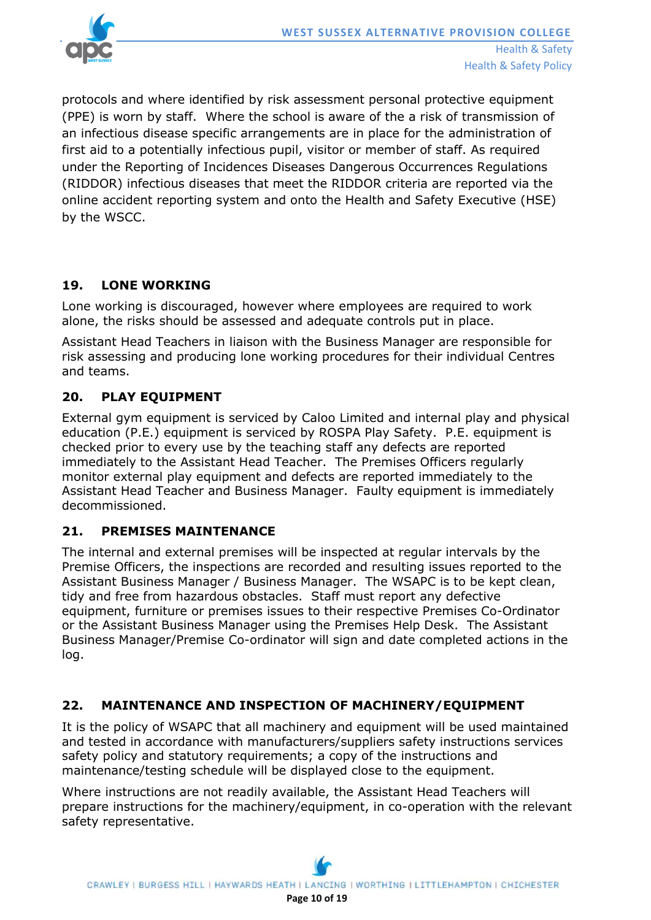protocols and where identified by risk assessment personal protective equipment (PPE) is worn by staff. Where the school is aware of the a risk of transmission of an infectious disease specific arrangements are in place for the administration of first aid to a potentially infectious pupil, visitor or member of staff. As required under the Reporting of Incidences Diseases Dangerous Occurrences Regulations (RIDDOR) infectious diseases that meet the RIDDOR criteria are reported via the online accident reporting system and onto the Health and Safety Executive (HSE) by the WSCC.

## 19. LONE WORKING

Lone working is discouraged, however where employees are required to work alone, the risks should be assessed and adequate controls put in place.

Assistant Head Teachers in liaison with the Business Manager are responsible for risk assessing and producing lone working procedures for their individual Centres and teams.

## 20. PLAY EQUIPMENT

External gym equipment is serviced by Caloo Limited and internal play and physical education (P.E.) equipment is serviced by ROSPA Play Safety. P.E. equipment is checked prior to every use by the teaching staff any defects are reported immediately to the Assistant Head Teacher. The Premises Officers regularly monitor external play equipment and defects are reported immediately to the Assistant Head Teacher and Business Manager. Faulty equipment is immediately decommissioned.

## 21. PREMISES MAINTENANCE

The internal and external premises will be inspected at regular intervals by the Premise Officers, the inspections are recorded and resulting issues reported to the Assistant Business Manager / Business Manager. The WSAPC is to be kept clean, tidy and free from hazardous obstacles. Staff must report any defective equipment, furniture or premises issues to their respective Premises Co-Ordinator or the Assistant Business Manager using the Premises Help Desk. The Assistant Business Manager/Premise Co-ordinator will sign and date completed actions in the log.

## 22. MAINTENANCE AND INSPECTION OF MACHINERY/EQUIPMENT

It is the policy of WSAPC that all machinery and equipment will be used maintained and tested in accordance with manufacturers/suppliers safety instructions services safety policy and statutory requirements; a copy of the instructions and maintenance/testing schedule will be displayed close to the equipment.

Where instructions are not readily available, the Assistant Head Teachers will prepare instructions for the machinery/equipment, in co-operation with the relevant safety representative.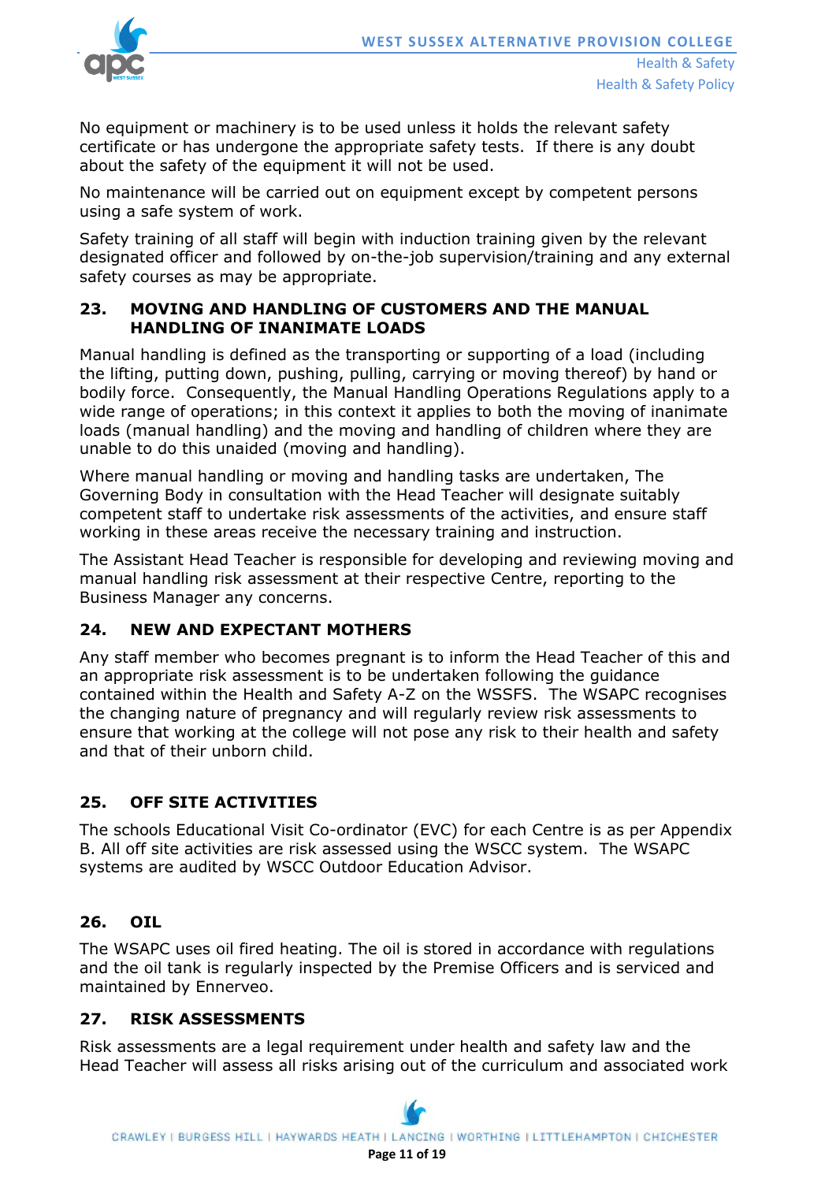No equipment or machinery is to be used unless it holds the relevant safety certificate or has undergone the appropriate safety tests. If there is any doubt about the safety of the equipment it will not be used.

No maintenance will be carried out on equipment except by competent persons using a safe system of work.

Safety training of all staff will begin with induction training given by the relevant designated officer and followed by on-the-job supervision/training and any external safety courses as may be appropriate.

## 23. MOVING AND HANDLING OF CUSTOMERS AND THE MANUAL HANDLING OF INANIMATE LOADS

Manual handling is defined as the transporting or supporting of a load (including the lifting, putting down, pushing, pulling, carrying or moving thereof) by hand or bodily force. Consequently, the Manual Handling Operations Regulations apply to a wide range of operations; in this context it applies to both the moving of inanimate loads (manual handling) and the moving and handling of children where they are unable to do this unaided (moving and handling).

Where manual handling or moving and handling tasks are undertaken, The Governing Body in consultation with the Head Teacher will designate suitably competent staff to undertake risk assessments of the activities, and ensure staff working in these areas receive the necessary training and instruction.

The Assistant Head Teacher is responsible for developing and reviewing moving and manual handling risk assessment at their respective Centre, reporting to the Business Manager any concerns.

## 24. NEW AND EXPECTANT MOTHERS

Any staff member who becomes pregnant is to inform the Head Teacher of this and an appropriate risk assessment is to be undertaken following the guidance contained within the Health and Safety A-Z on the WSSFS. The WSAPC recognises the changing nature of pregnancy and will regularly review risk assessments to ensure that working at the college will not pose any risk to their health and safety and that of their unborn child.

## 25. OFF SITE ACTIVITIES

The schools Educational Visit Co-ordinator (EVC) for each Centre is as per Appendix B. All off site activities are risk assessed using the WSCC system. The WSAPC systems are audited by WSCC Outdoor Education Advisor.

## 26. OIL

The WSAPC uses oil fired heating. The oil is stored in accordance with regulations and the oil tank is regularly inspected by the Premise Officers and is serviced and maintained by Ennerveo.

## 27. RISK ASSESSMENTS

Risk assessments are a legal requirement under health and safety law and the Head Teacher will assess all risks arising out of the curriculum and associated work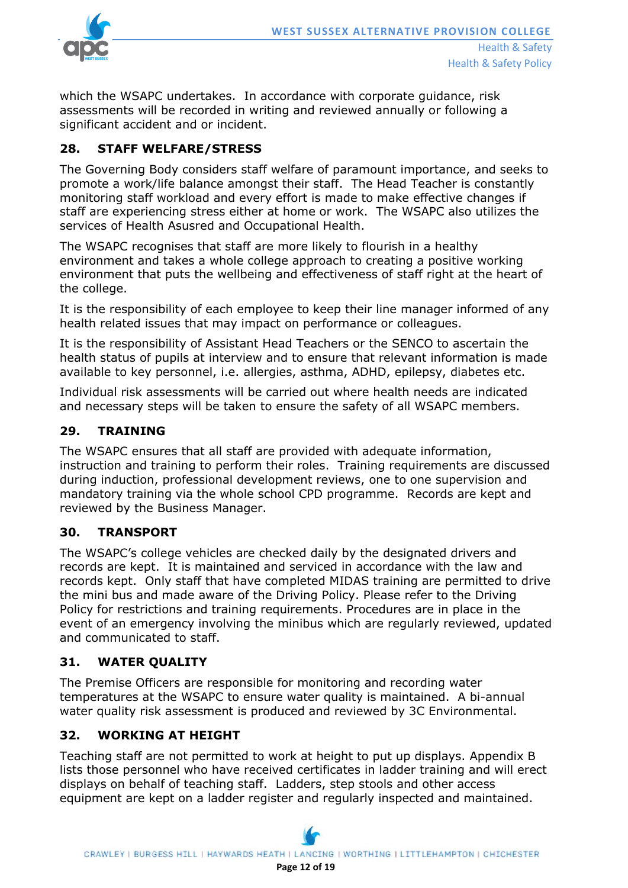which the WSAPC undertakes. In accordance with corporate guidance, risk assessments will be recorded in writing and reviewed annually or following a significant accident and or incident.

## 28. STAFF WELFARE/STRESS

The Governing Body considers staff welfare of paramount importance, and seeks to promote a work/life balance amongst their staff. The Head Teacher is constantly monitoring staff workload and every effort is made to make effective changes if staff are experiencing stress either at home or work. The WSAPC also utilizes the services of Health Asusred and Occupational Health.

The WSAPC recognises that staff are more likely to flourish in a healthy environment and takes a whole college approach to creating a positive working environment that puts the wellbeing and effectiveness of staff right at the heart of the college.

It is the responsibility of each employee to keep their line manager informed of any health related issues that may impact on performance or colleagues.

It is the responsibility of Assistant Head Teachers or the SENCO to ascertain the health status of pupils at interview and to ensure that relevant information is made available to key personnel, i.e. allergies, asthma, ADHD, epilepsy, diabetes etc.

Individual risk assessments will be carried out where health needs are indicated and necessary steps will be taken to ensure the safety of all WSAPC members.

## 29. TRAINING

The WSAPC ensures that all staff are provided with adequate information, instruction and training to perform their roles. Training requirements are discussed during induction, professional development reviews, one to one supervision and mandatory training via the whole school CPD programme. Records are kept and reviewed by the Business Manager.

## 30. TRANSPORT

The WSAPC's college vehicles are checked daily by the designated drivers and records are kept. It is maintained and serviced in accordance with the law and records kept. Only staff that have completed MIDAS training are permitted to drive the mini bus and made aware of the Driving Policy. Please refer to the Driving Policy for restrictions and training requirements. Procedures are in place in the event of an emergency involving the minibus which are regularly reviewed, updated and communicated to staff.

## 31. WATER QUALITY

The Premise Officers are responsible for monitoring and recording water temperatures at the WSAPC to ensure water quality is maintained. A bi-annual water quality risk assessment is produced and reviewed by 3C Environmental.

## 32. WORKING AT HEIGHT

Teaching staff are not permitted to work at height to put up displays. Appendix B lists those personnel who have received certificates in ladder training and will erect displays on behalf of teaching staff. Ladders, step stools and other access equipment are kept on a ladder register and regularly inspected and maintained.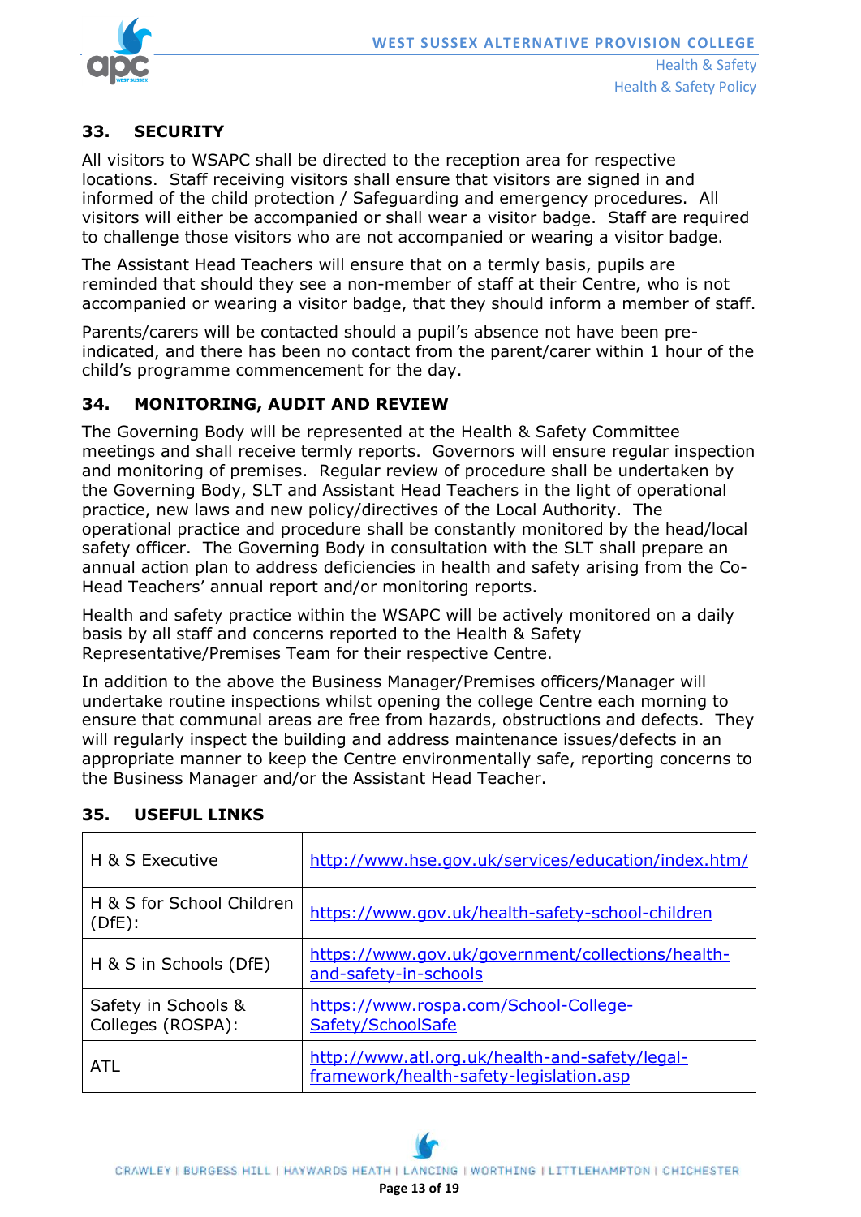## 33. SECURITY

All visitors to WSAPC shall be directed to the reception area for respective locations. Staff receiving visitors shall ensure that visitors are signed in and informed of the child protection / Safeguarding and emergency procedures. All visitors will either be accompanied or shall wear a visitor badge. Staff are required to challenge those visitors who are not accompanied or wearing a visitor badge.

The Assistant Head Teachers will ensure that on a termly basis, pupils are reminded that should they see a non-member of staff at their Centre, who is not accompanied or wearing a visitor badge, that they should inform a member of staff.

Parents/carers will be contacted should a pupil's absence not have been pre-indicated, and there has been no contact from the parent/carer within 1 hour of the child's programme commencement for the day.

## 34. MONITORING, AUDIT AND REVIEW

The Governing Body will be represented at the Health & Safety Committee meetings and shall receive termly reports. Governors will ensure regular inspection and monitoring of premises. Regular review of procedure shall be undertaken by the Governing Body, SLT and Assistant Head Teachers in the light of operational practice, new laws and new policy/directives of the Local Authority. The operational practice and procedure shall be constantly monitored by the head/local safety officer. The Governing Body in consultation with the SLT shall prepare an annual action plan to address deficiencies in health and safety arising from the Co-Head Teachers' annual report and/or monitoring reports.

Health and safety practice within the WSAPC will be actively monitored on a daily basis by all staff and concerns reported to the Health & Safety Representative/Premises Team for their respective Centre.

In addition to the above the Business Manager/Premises officers/Manager will undertake routine inspections whilst opening the college Centre each morning to ensure that communal areas are free from hazards, obstructions and defects. They will regularly inspect the building and address maintenance issues/defects in an appropriate manner to keep the Centre environmentally safe, reporting concerns to the Business Manager and/or the Assistant Head Teacher.

## 35. USEFUL LINKS

| | |
|---|---|
| H & S Executive | http://www.hse.gov.uk/services/education/index.htm/ |
| H & S for School Children (DfE): | https://www.gov.uk/health-safety-school-children |
| H & S in Schools (DfE) | https://www.gov.uk/government/collections/health-and-safety-in-schools |
| Safety in Schools & Colleges (ROSPA): | https://www.rospa.com/School-College-Safety/SchoolSafe |
| ATL | http://www.atl.org.uk/health-and-safety/legal-framework/health-safety-legislation.asp |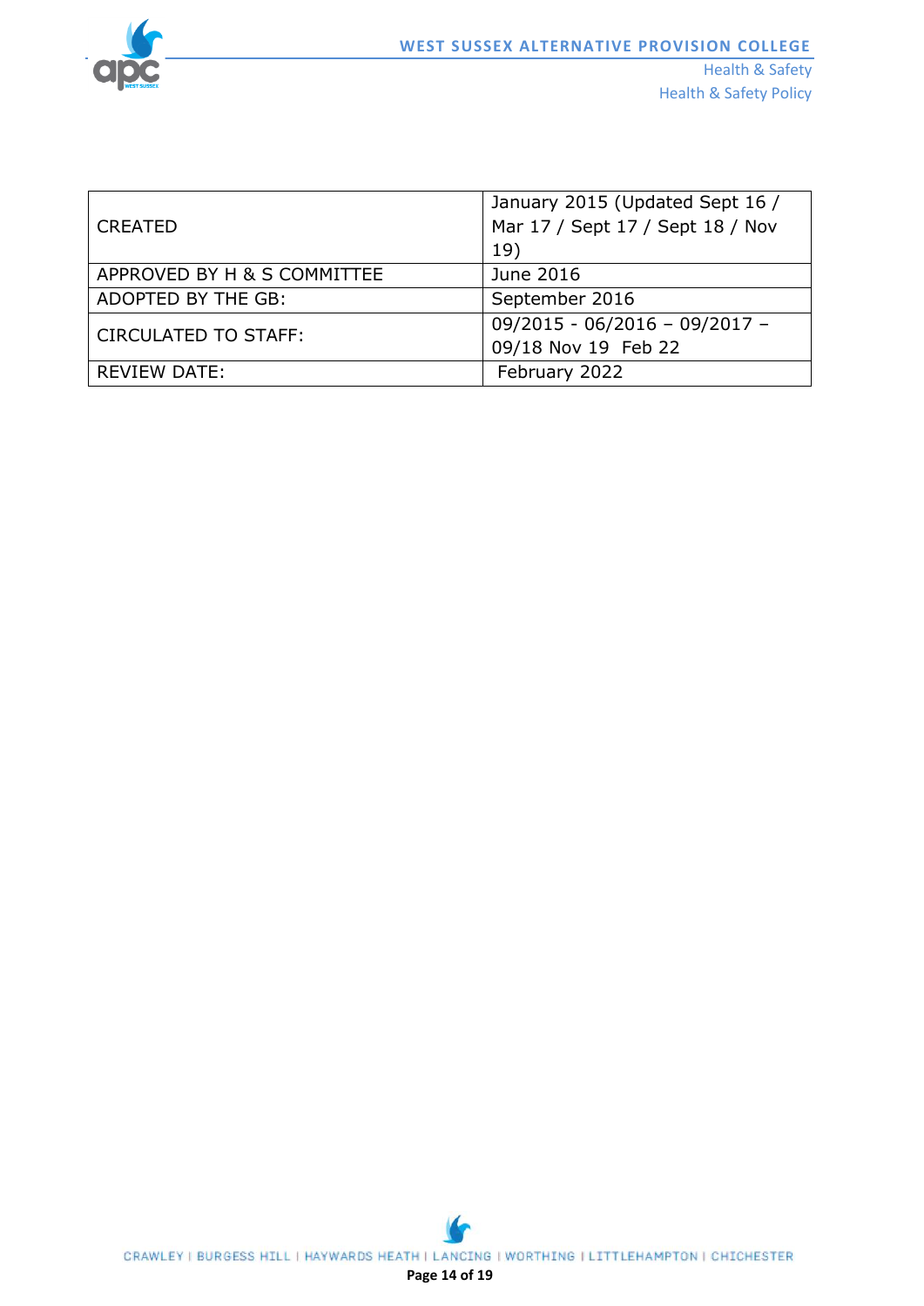| CREATED | January 2015 (Updated Sept 16 / Mar 17 / Sept 17 / Sept 18 / Nov 19) |
|---|---|
| APPROVED BY H & S COMMITTEE | June 2016 |
| ADOPTED BY THE GB: | September 2016 |
| CIRCULATED TO STAFF: | 09/2015 - 06/2016 – 09/2017 – 09/18 Nov 19 Feb 22 |
| REVIEW DATE: | February 2022 |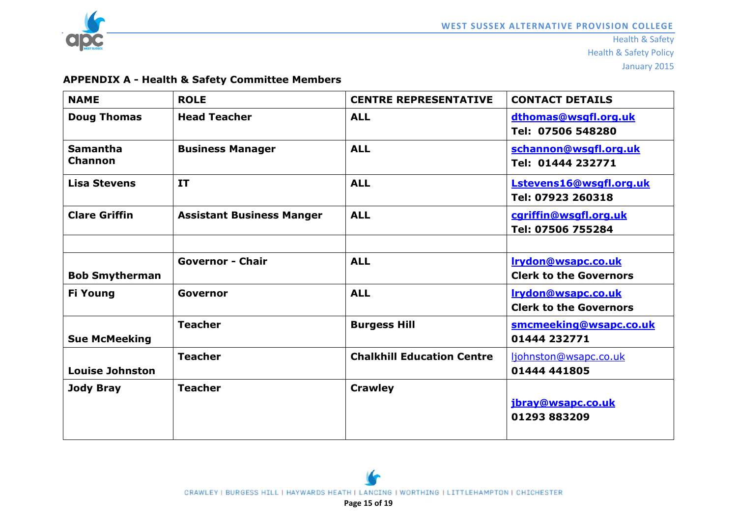**APPENDIX A - Health & Safety Committee Members**

| NAME | ROLE | CENTRE REPRESENTATIVE | CONTACT DETAILS |
|---|---|---|---|
| **Doug Thomas** | **Head Teacher** | **ALL** | **dthomas@wsgfl.org.uk** <br> **Tel: 07506 548280** |
| **Samantha Channon** | **Business Manager** | **ALL** | **schannon@wsgfl.org.uk** <br> **Tel: 01444 232771** |
| **Lisa Stevens** | **IT** | **ALL** | **Lstevens16@wsgfl.org.uk** <br> **Tel: 07923 260318** |
| **Clare Griffin** | **Assistant Business Manger** | **ALL** | **cgriffin@wsgfl.org.uk** <br> **Tel: 07506 755284** |
| | | | |
| **Bob Smytherman** | **Governor - Chair** | **ALL** | **lrydon@wsapc.co.uk** <br> **Clerk to the Governors** |
| **Fi Young** | **Governor** | **ALL** | **lrydon@wsapc.co.uk** <br> **Clerk to the Governors** |
| **Sue McMeeking** | **Teacher** | **Burgess Hill** | **smcmeeking@wsapc.co.uk** <br> **01444 232771** |
| **Louise Johnston** | **Teacher** | **Chalkhill Education Centre** | ljohnston@wsapc.co.uk <br> **01444 441805** |
| **Jody Bray** | **Teacher** | **Crawley** | **jbray@wsapc.co.uk** <br> **01293 883209** |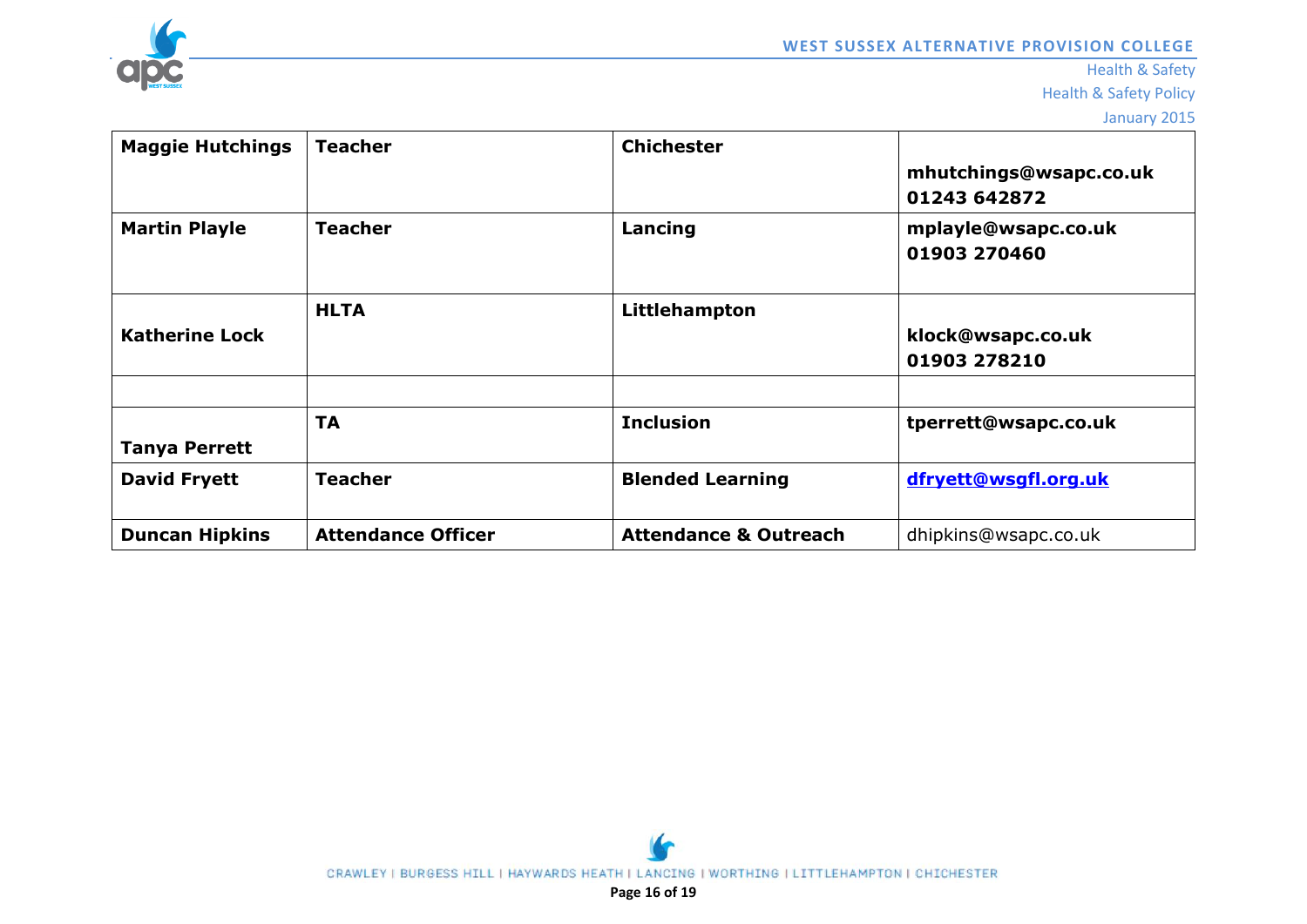| **Maggie Hutchings** | **Teacher** | **Chichester** | **mhutchings@wsapc.co.uk 01243 642872** |
|---|---|---|---|
| **Martin Playle** | **Teacher** | **Lancing** | **mplayle@wsapc.co.uk 01903 270460** |
| **Katherine Lock** | **HLTA** | **Littlehampton** | **klock@wsapc.co.uk 01903 278210** |
| | | | |
| **Tanya Perrett** | **TA** | **Inclusion** | **tperrett@wsapc.co.uk** |
| **David Fryett** | **Teacher** | **Blended Learning** | **dfryett@wsgfl.org.uk** |
| **Duncan Hipkins** | **Attendance Officer** | **Attendance & Outreach** | dhipkins@wsapc.co.uk |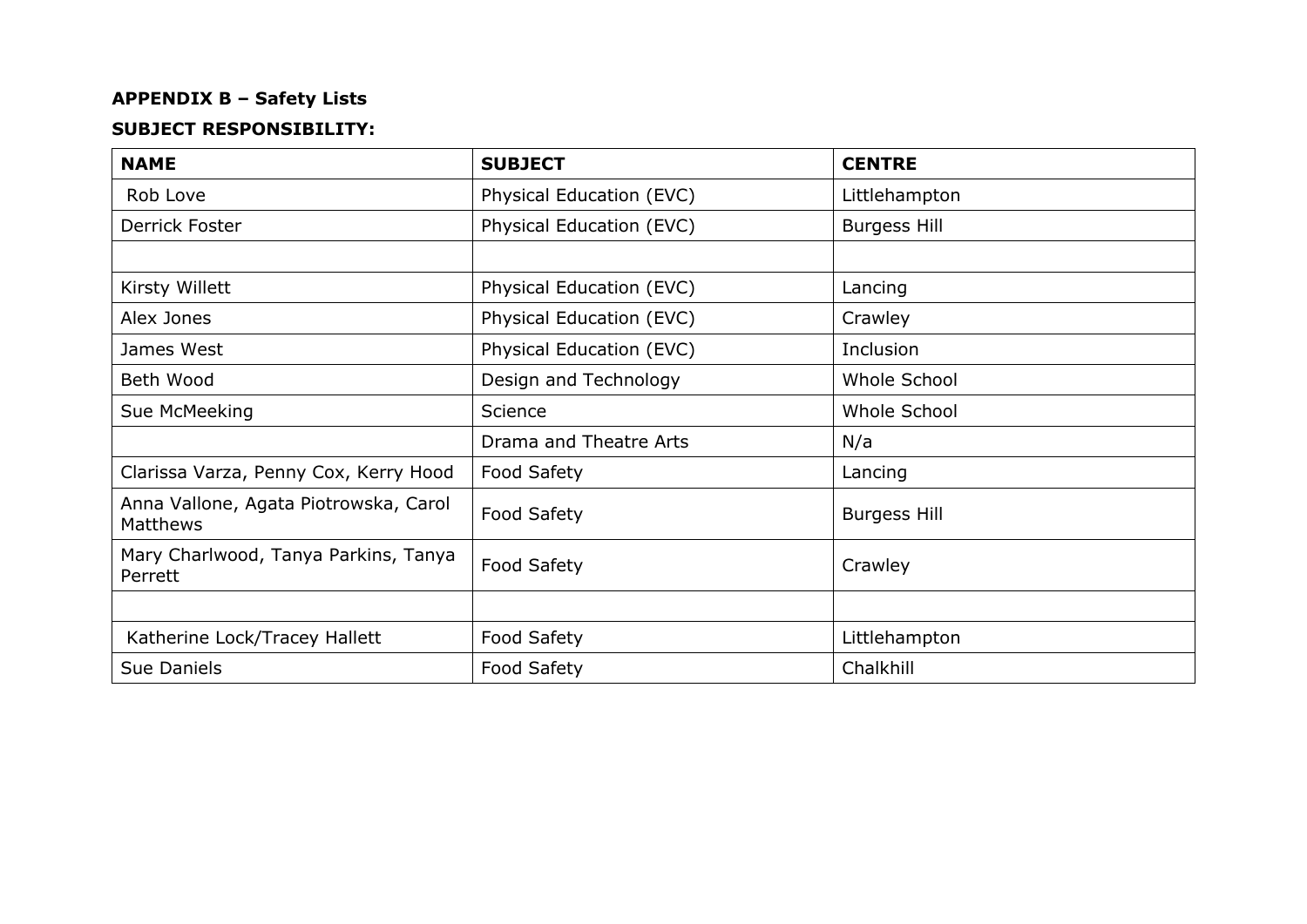**APPENDIX B – Safety Lists**

**SUBJECT RESPONSIBILITY:**

| NAME | SUBJECT | CENTRE |
|---|---|---|
| Rob Love | Physical Education (EVC) | Littlehampton |
| Derrick Foster | Physical Education (EVC) | Burgess Hill |
| | | |
| Kirsty Willett | Physical Education (EVC) | Lancing |
| Alex Jones | Physical Education (EVC) | Crawley |
| James West | Physical Education (EVC) | Inclusion |
| Beth Wood | Design and Technology | Whole School |
| Sue McMeeking | Science | Whole School |
| | Drama and Theatre Arts | N/a |
| Clarissa Varza, Penny Cox, Kerry Hood | Food Safety | Lancing |
| Anna Vallone, Agata Piotrowska, Carol Matthews | Food Safety | Burgess Hill |
| Mary Charlwood, Tanya Parkins, Tanya Perrett | Food Safety | Crawley |
| | | |
| Katherine Lock/Tracey Hallett | Food Safety | Littlehampton |
| Sue Daniels | Food Safety | Chalkhill |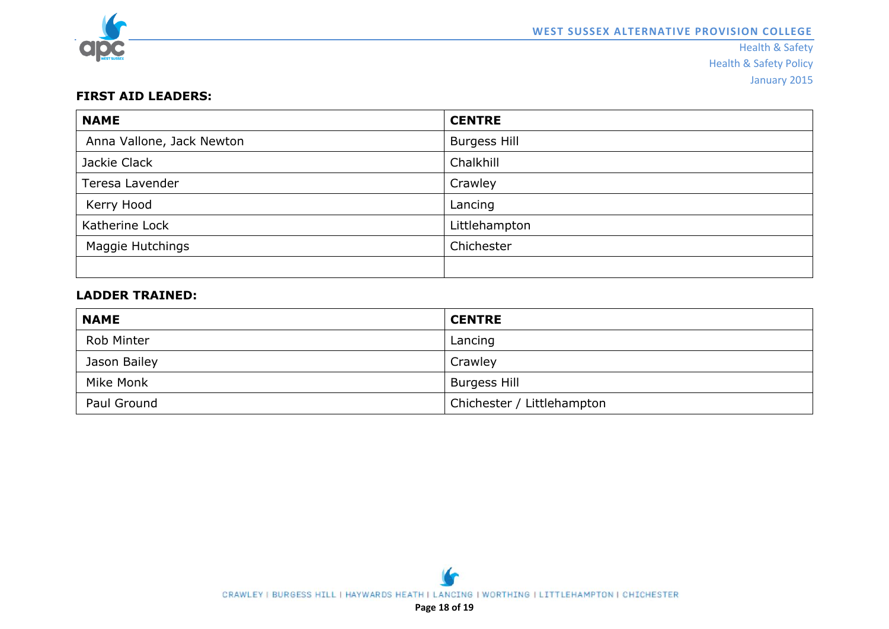**FIRST AID LEADERS:**

| NAME | CENTRE |
|---|---|
| Anna Vallone, Jack Newton | Burgess Hill |
| Jackie Clack | Chalkhill |
| Teresa Lavender | Crawley |
| Kerry Hood | Lancing |
| Katherine Lock | Littlehampton |
| Maggie Hutchings | Chichester |
| | |

**LADDER TRAINED:**

| NAME | CENTRE |
|---|---|
| Rob Minter | Lancing |
| Jason Bailey | Crawley |
| Mike Monk | Burgess Hill |
| Paul Ground | Chichester / Littlehampton |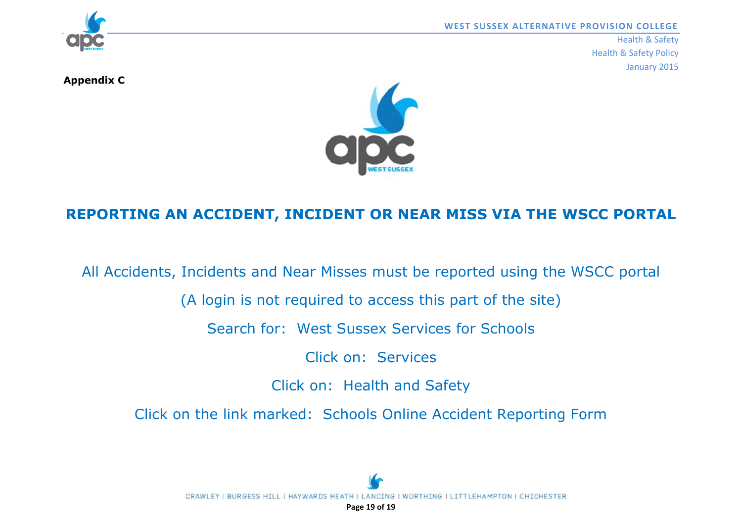**Appendix C**

# REPORTING AN ACCIDENT, INCIDENT OR NEAR MISS VIA THE WSCC PORTAL

All Accidents, Incidents and Near Misses must be reported using the WSCC portal

(A login is not required to access this part of the site)

Search for: West Sussex Services for Schools

Click on: Services

Click on: Health and Safety

Click on the link marked: Schools Online Accident Reporting Form